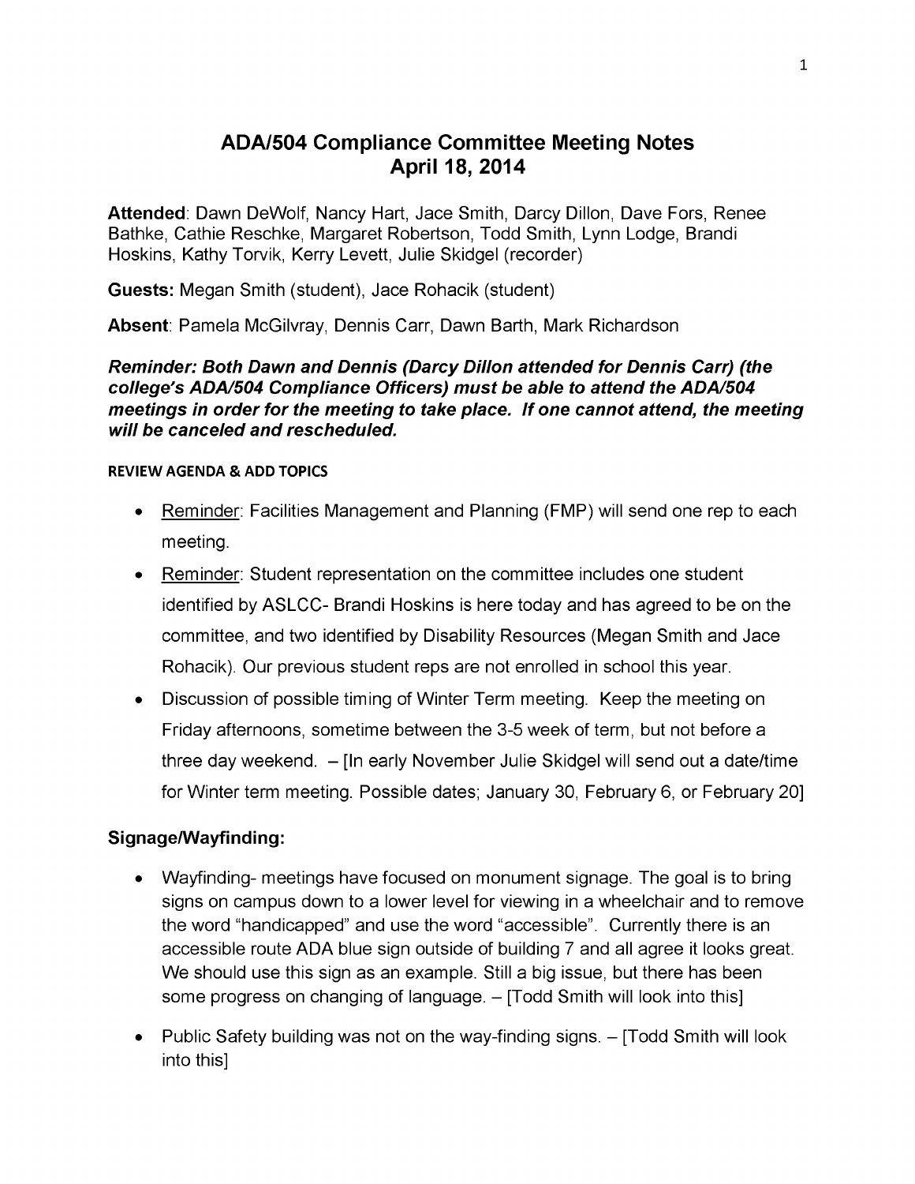# ADA/504 Compliance Committee Meeting Notes
## April 18, 2014

**Attended**: Dawn DeWolf, Nancy Hart, Jace Smith, Darcy Dillon, Dave Fors, Renee Bathke, Cathie Reschke, Margaret Robertson, Todd Smith, Lynn Lodge, Brandi Hoskins, Kathy Torvik, Kerry Levett, Julie Skidgel (recorder)

**Guests:** Megan Smith (student), Jace Rohacik (student)

**Absent**: Pamela McGilvray, Dennis Carr, Dawn Barth, Mark Richardson

***Reminder: Both Dawn and Dennis (Darcy Dillon attended for Dennis Carr) (the college's ADA/504 Compliance Officers) must be able to attend the ADA/504 meetings in order for the meeting to take place. If one cannot attend, the meeting will be canceled and rescheduled.***

**REVIEW AGENDA & ADD TOPICS**

- Reminder: Facilities Management and Planning (FMP) will send one rep to each meeting.
- Reminder: Student representation on the committee includes one student identified by ASLCC- Brandi Hoskins is here today and has agreed to be on the committee, and two identified by Disability Resources (Megan Smith and Jace Rohacik). Our previous student reps are not enrolled in school this year.
- Discussion of possible timing of Winter Term meeting. Keep the meeting on Friday afternoons, sometime between the 3-5 week of term, but not before a three day weekend. – [In early November Julie Skidgel will send out a date/time for Winter term meeting. Possible dates; January 30, February 6, or February 20]

### Signage/Wayfinding:

- Wayfinding- meetings have focused on monument signage. The goal is to bring signs on campus down to a lower level for viewing in a wheelchair and to remove the word "handicapped" and use the word "accessible". Currently there is an accessible route ADA blue sign outside of building 7 and all agree it looks great. We should use this sign as an example. Still a big issue, but there has been some progress on changing of language. – [Todd Smith will look into this]
- Public Safety building was not on the way-finding signs. – [Todd Smith will look into this]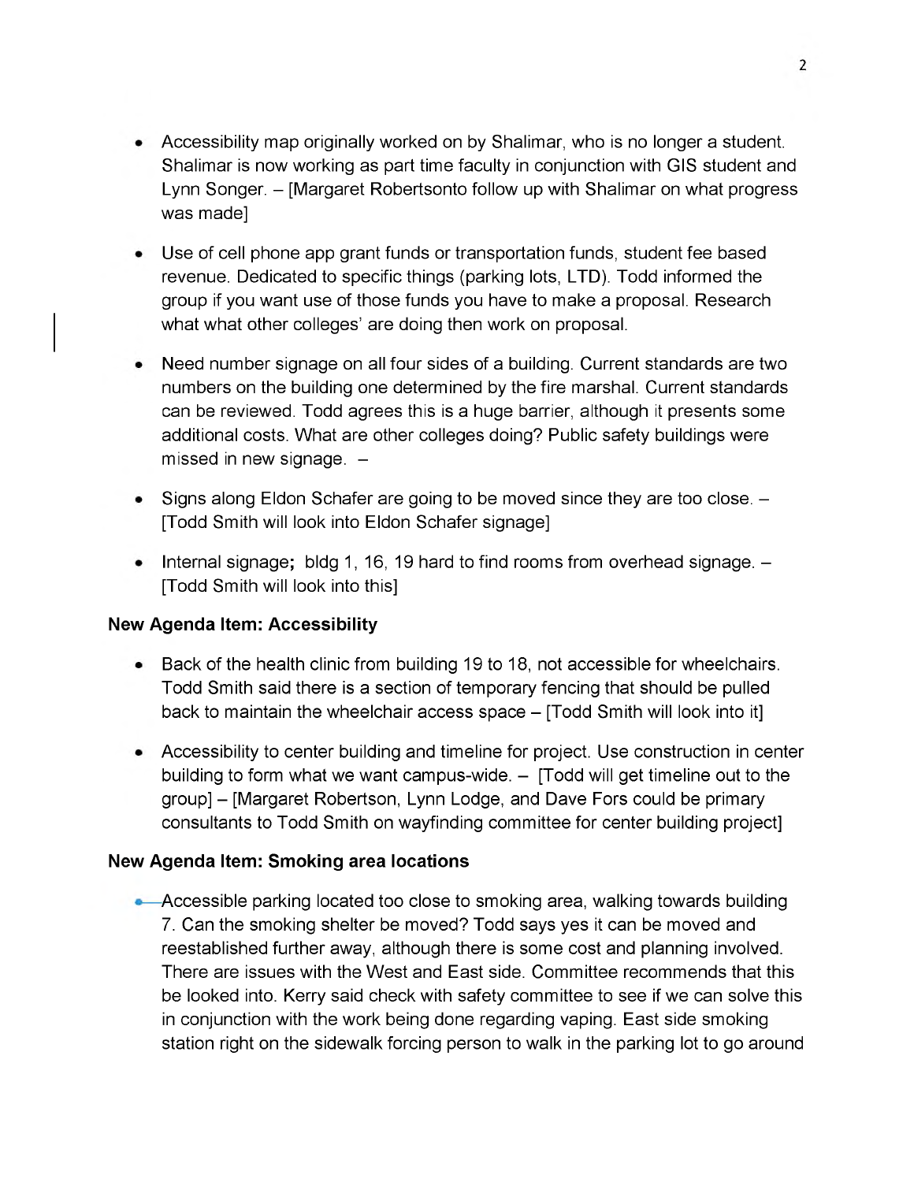- Accessibility map originally worked on by Shalimar, who is no longer a student. Shalimar is now working as part time faculty in conjunction with GIS student and Lynn Songer. – [Margaret Robertsonto follow up with Shalimar on what progress was made]

- Use of cell phone app grant funds or transportation funds, student fee based revenue. Dedicated to specific things (parking lots, LTD). Todd informed the group if you want use of those funds you have to make a proposal. Research what what other colleges' are doing then work on proposal.

- Need number signage on all four sides of a building. Current standards are two numbers on the building one determined by the fire marshal. Current standards can be reviewed. Todd agrees this is a huge barrier, although it presents some additional costs. What are other colleges doing? Public safety buildings were missed in new signage. –

- Signs along Eldon Schafer are going to be moved since they are too close. – [Todd Smith will look into Eldon Schafer signage]

- Internal signage**;** bldg 1, 16, 19 hard to find rooms from overhead signage. – [Todd Smith will look into this]

**New Agenda Item: Accessibility**

- Back of the health clinic from building 19 to 18, not accessible for wheelchairs. Todd Smith said there is a section of temporary fencing that should be pulled back to maintain the wheelchair access space – [Todd Smith will look into it]

- Accessibility to center building and timeline for project. Use construction in center building to form what we want campus-wide. – [Todd will get timeline out to the group] – [Margaret Robertson, Lynn Lodge, and Dave Fors could be primary consultants to Todd Smith on wayfinding committee for center building project]

**New Agenda Item: Smoking area locations**

- Accessible parking located too close to smoking area, walking towards building 7. Can the smoking shelter be moved? Todd says yes it can be moved and reestablished further away, although there is some cost and planning involved. There are issues with the West and East side. Committee recommends that this be looked into. Kerry said check with safety committee to see if we can solve this in conjunction with the work being done regarding vaping. East side smoking station right on the sidewalk forcing person to walk in the parking lot to go around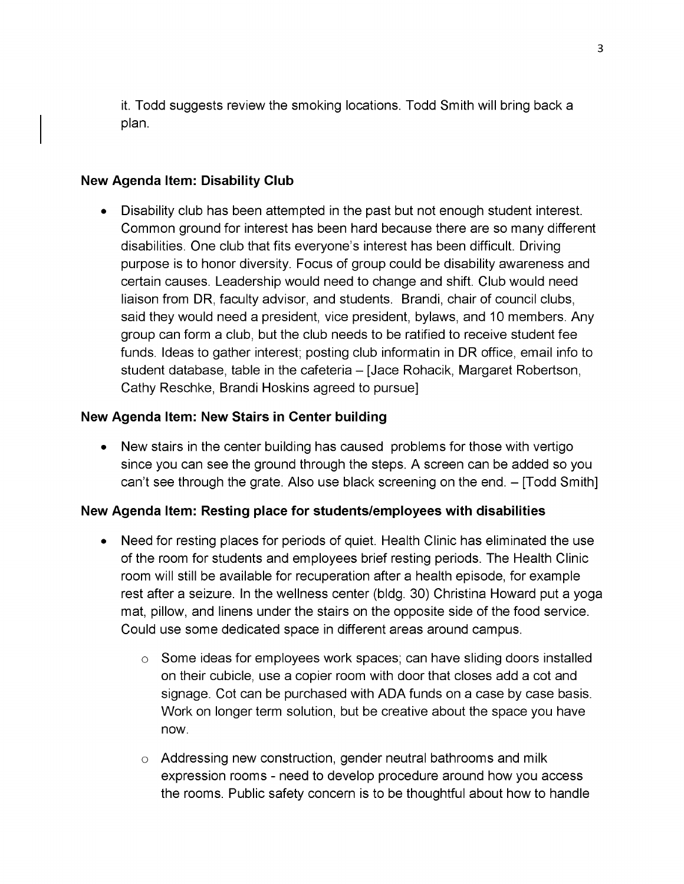it. Todd suggests review the smoking locations. Todd Smith will bring back a plan.

**New Agenda Item: Disability Club**

- Disability club has been attempted in the past but not enough student interest. Common ground for interest has been hard because there are so many different disabilities. One club that fits everyone's interest has been difficult. Driving purpose is to honor diversity. Focus of group could be disability awareness and certain causes. Leadership would need to change and shift. Club would need liaison from DR, faculty advisor, and students. Brandi, chair of council clubs, said they would need a president, vice president, bylaws, and 10 members. Any group can form a club, but the club needs to be ratified to receive student fee funds. Ideas to gather interest; posting club informatin in DR office, email info to student database, table in the cafeteria – [Jace Rohacik, Margaret Robertson, Cathy Reschke, Brandi Hoskins agreed to pursue]

**New Agenda Item: New Stairs in Center building**

- New stairs in the center building has caused problems for those with vertigo since you can see the ground through the steps. A screen can be added so you can't see through the grate. Also use black screening on the end. – [Todd Smith]

**New Agenda Item: Resting place for students/employees with disabilities**

- Need for resting places for periods of quiet. Health Clinic has eliminated the use of the room for students and employees brief resting periods. The Health Clinic room will still be available for recuperation after a health episode, for example rest after a seizure. In the wellness center (bldg. 30) Christina Howard put a yoga mat, pillow, and linens under the stairs on the opposite side of the food service. Could use some dedicated space in different areas around campus.
    - Some ideas for employees work spaces; can have sliding doors installed on their cubicle, use a copier room with door that closes add a cot and signage. Cot can be purchased with ADA funds on a case by case basis. Work on longer term solution, but be creative about the space you have now.
    - Addressing new construction, gender neutral bathrooms and milk expression rooms - need to develop procedure around how you access the rooms. Public safety concern is to be thoughtful about how to handle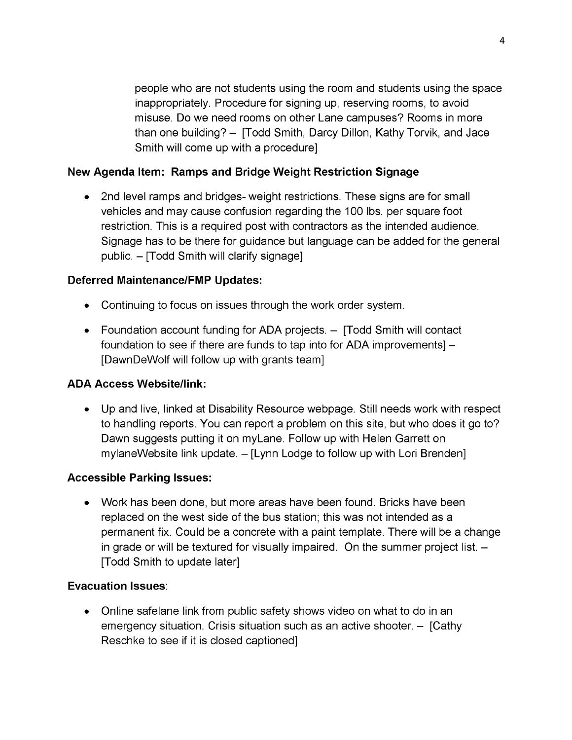people who are not students using the room and students using the space inappropriately. Procedure for signing up, reserving rooms, to avoid misuse. Do we need rooms on other Lane campuses? Rooms in more than one building? – [Todd Smith, Darcy Dillon, Kathy Torvik, and Jace Smith will come up with a procedure]

**New Agenda Item: Ramps and Bridge Weight Restriction Signage**

- 2nd level ramps and bridges- weight restrictions. These signs are for small vehicles and may cause confusion regarding the 100 lbs. per square foot restriction. This is a required post with contractors as the intended audience. Signage has to be there for guidance but language can be added for the general public. – [Todd Smith will clarify signage]

**Deferred Maintenance/FMP Updates:**

- Continuing to focus on issues through the work order system.
- Foundation account funding for ADA projects. – [Todd Smith will contact foundation to see if there are funds to tap into for ADA improvements] – [DawnDeWolf will follow up with grants team]

**ADA Access Website/link:**

- Up and live, linked at Disability Resource webpage. Still needs work with respect to handling reports. You can report a problem on this site, but who does it go to? Dawn suggests putting it on myLane. Follow up with Helen Garrett on mylaneWebsite link update. – [Lynn Lodge to follow up with Lori Brenden]

**Accessible Parking Issues:**

- Work has been done, but more areas have been found. Bricks have been replaced on the west side of the bus station; this was not intended as a permanent fix. Could be a concrete with a paint template. There will be a change in grade or will be textured for visually impaired. On the summer project list. – [Todd Smith to update later]

**Evacuation Issues**:

- Online safelane link from public safety shows video on what to do in an emergency situation. Crisis situation such as an active shooter. – [Cathy Reschke to see if it is closed captioned]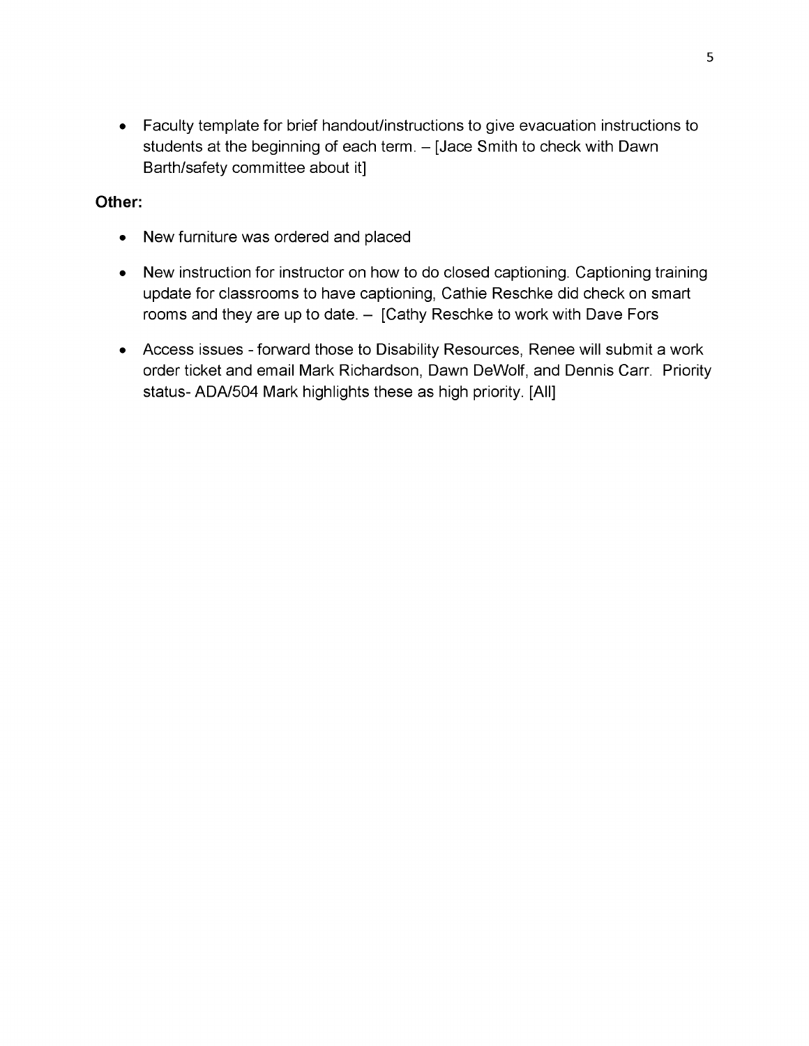- Faculty template for brief handout/instructions to give evacuation instructions to students at the beginning of each term. – [Jace Smith to check with Dawn Barth/safety committee about it]

**Other:**

- New furniture was ordered and placed
- New instruction for instructor on how to do closed captioning. Captioning training update for classrooms to have captioning, Cathie Reschke did check on smart rooms and they are up to date. – [Cathy Reschke to work with Dave Fors
- Access issues - forward those to Disability Resources, Renee will submit a work order ticket and email Mark Richardson, Dawn DeWolf, and Dennis Carr. Priority status- ADA/504 Mark highlights these as high priority. [All]